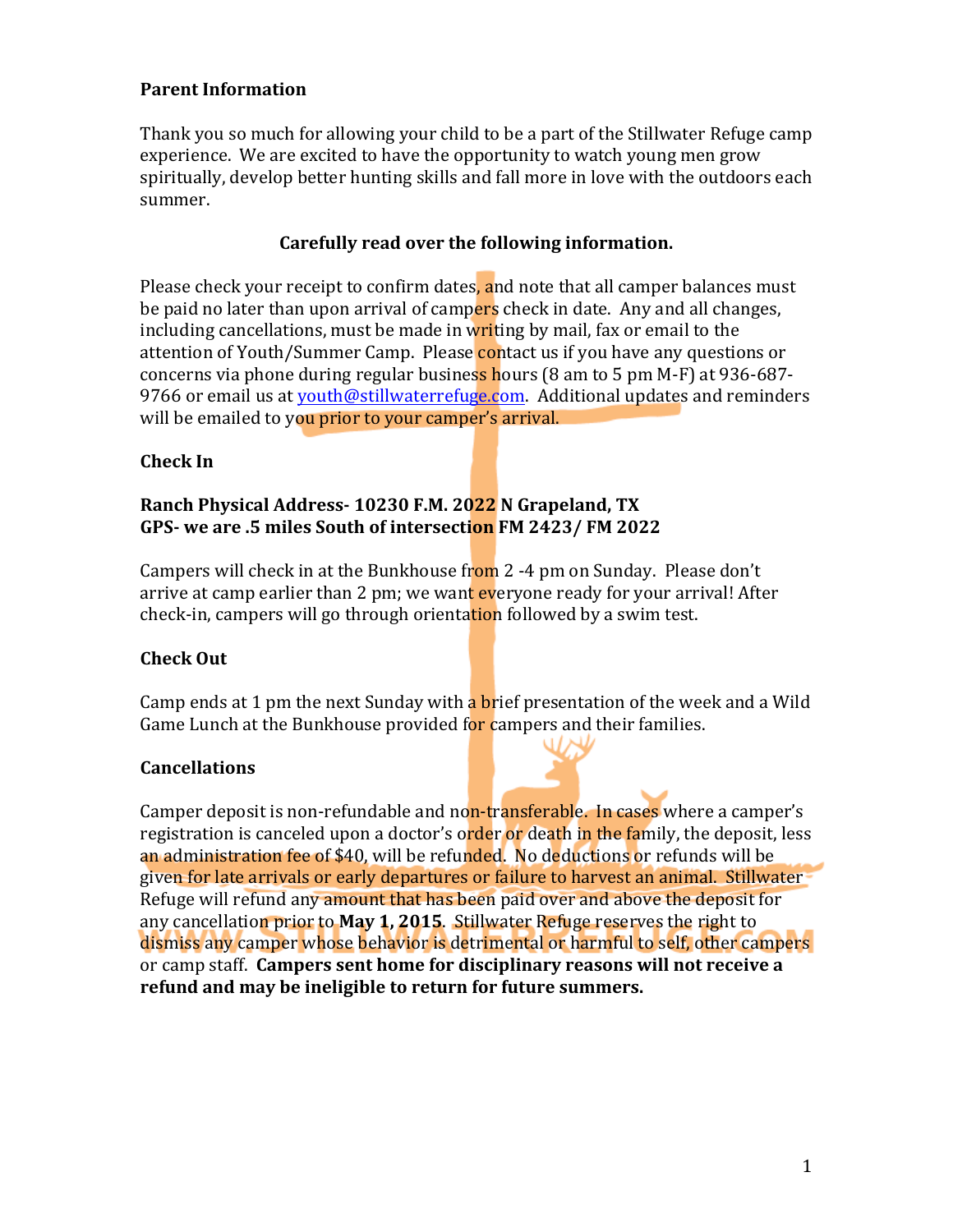## Parent Information

Thank you so much for allowing your child to be a part of the Stillwater Refuge camp experience. We are excited to have the opportunity to watch young men grow spiritually, develop better hunting skills and fall more in love with the outdoors each summer.

**Carefully read over the following information.**

Please check your receipt to confirm dates, and note that all camper balances must be paid no later than upon arrival of campers check in date. Any and all changes, including cancellations, must be made in writing by mail, fax or email to the attention of Youth/Summer Camp. Please contact us if you have any questions or concerns via phone during regular business hours (8 am to 5 pm M-F) at 936-687-9766 or email us at youth@stillwaterrefuge.com. Additional updates and reminders will be emailed to you prior to your camper's arrival.

## Check In

**Ranch Physical Address- 10230 F.M. 2022 N Grapeland, TX**
**GPS- we are .5 miles South of intersection FM 2423/ FM 2022**

Campers will check in at the Bunkhouse from 2 -4 pm on Sunday. Please don't arrive at camp earlier than 2 pm; we want everyone ready for your arrival! After check-in, campers will go through orientation followed by a swim test.

## Check Out

Camp ends at 1 pm the next Sunday with a brief presentation of the week and a Wild Game Lunch at the Bunkhouse provided for campers and their families.

## Cancellations

Camper deposit is non-refundable and non-transferable. In cases where a camper's registration is canceled upon a doctor's order or death in the family, the deposit, less an administration fee of $40, will be refunded. No deductions or refunds will be given for late arrivals or early departures or failure to harvest an animal. Stillwater Refuge will refund any amount that has been paid over and above the deposit for any cancellation prior to **May 1, 2015**. Stillwater Refuge reserves the right to dismiss any camper whose behavior is detrimental or harmful to self, other campers or camp staff. **Campers sent home for disciplinary reasons will not receive a refund and may be ineligible to return for future summers.**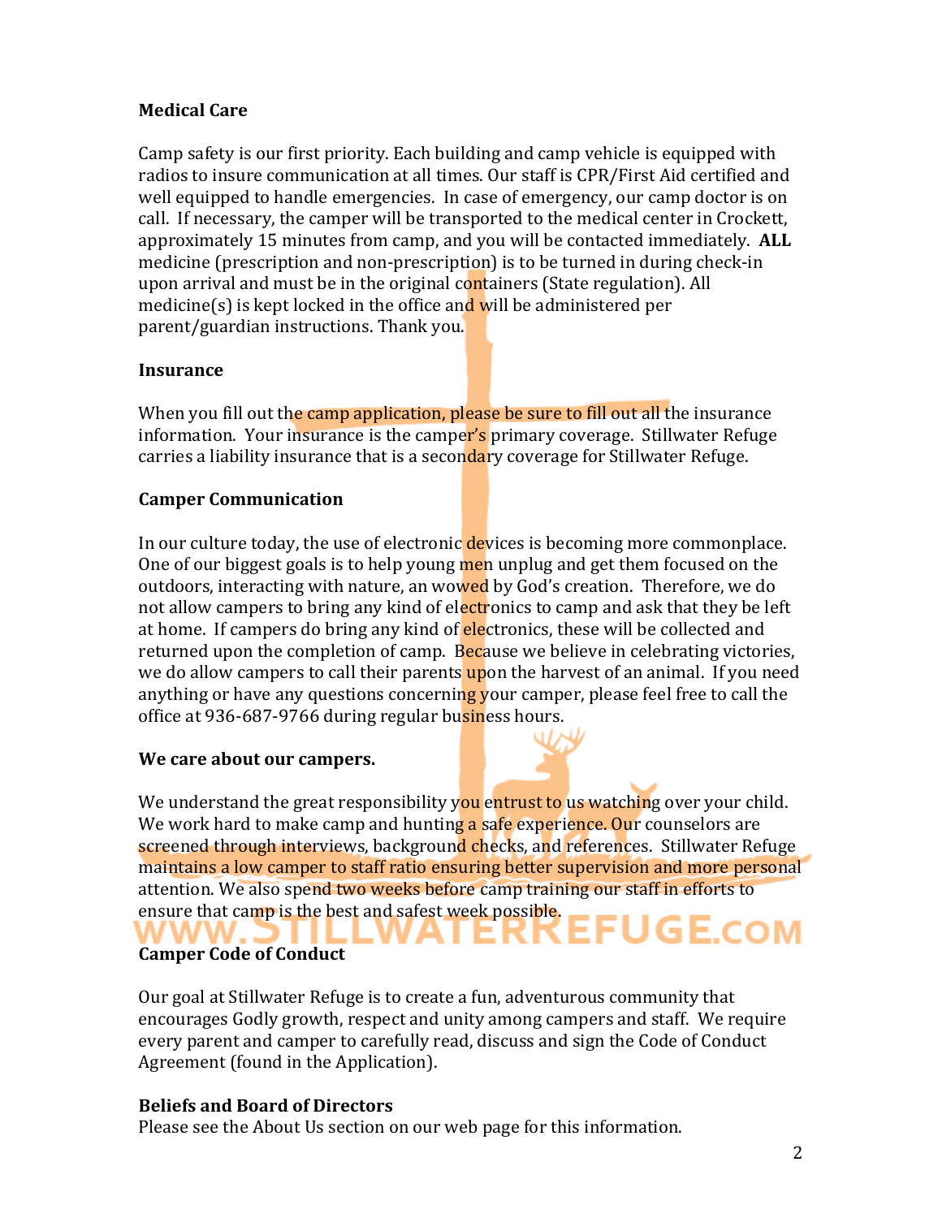**Medical Care**

Camp safety is our first priority. Each building and camp vehicle is equipped with radios to insure communication at all times. Our staff is CPR/First Aid certified and well equipped to handle emergencies. In case of emergency, our camp doctor is on call. If necessary, the camper will be transported to the medical center in Crockett, approximately 15 minutes from camp, and you will be contacted immediately. **ALL** medicine (prescription and non-prescription) is to be turned in during check-in upon arrival and must be in the original containers (State regulation). All medicine(s) is kept locked in the office and will be administered per parent/guardian instructions. Thank you.

**Insurance**

When you fill out the camp application, please be sure to fill out all the insurance information. Your insurance is the camper's primary coverage. Stillwater Refuge carries a liability insurance that is a secondary coverage for Stillwater Refuge.

**Camper Communication**

In our culture today, the use of electronic devices is becoming more commonplace. One of our biggest goals is to help young men unplug and get them focused on the outdoors, interacting with nature, an wowed by God's creation. Therefore, we do not allow campers to bring any kind of electronics to camp and ask that they be left at home. If campers do bring any kind of electronics, these will be collected and returned upon the completion of camp. Because we believe in celebrating victories, we do allow campers to call their parents upon the harvest of an animal. If you need anything or have any questions concerning your camper, please feel free to call the office at 936-687-9766 during regular business hours.

**We care about our campers.**

We understand the great responsibility you entrust to us watching over your child. We work hard to make camp and hunting a safe experience. Our counselors are screened through interviews, background checks, and references. Stillwater Refuge maintains a low camper to staff ratio ensuring better supervision and more personal attention. We also spend two weeks before camp training our staff in efforts to ensure that camp is the best and safest week possible.

**Camper Code of Conduct**

Our goal at Stillwater Refuge is to create a fun, adventurous community that encourages Godly growth, respect and unity among campers and staff. We require every parent and camper to carefully read, discuss and sign the Code of Conduct Agreement (found in the Application).

**Beliefs and Board of Directors**

Please see the About Us section on our web page for this information.